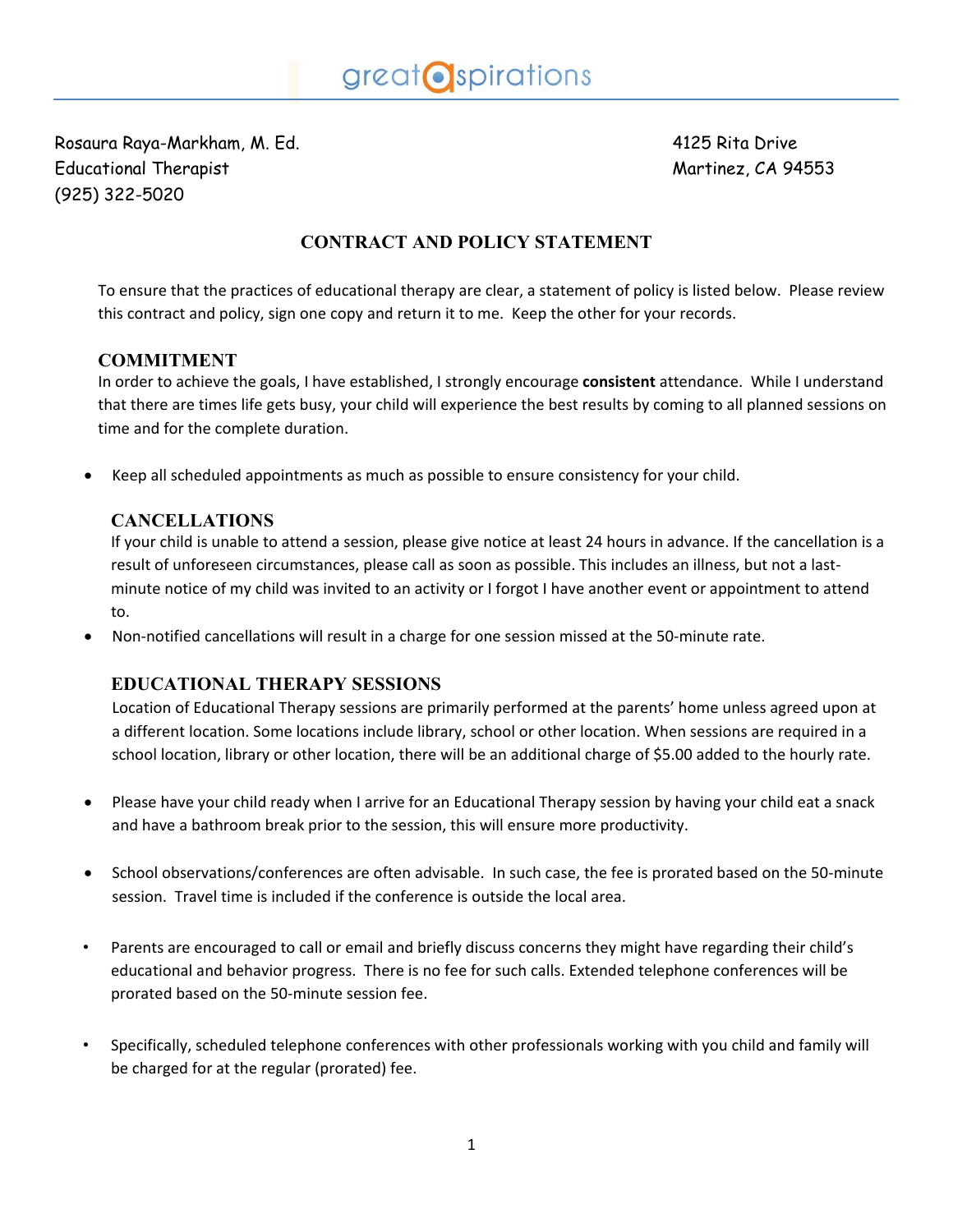great aspirations

Rosaura Raya-Markham, M. Ed.
Educational Therapist
(925) 322-5020

4125 Rita Drive
Martinez, CA 94553

## CONTRACT AND POLICY STATEMENT

To ensure that the practices of educational therapy are clear, a statement of policy is listed below. Please review this contract and policy, sign one copy and return it to me. Keep the other for your records.

### COMMITMENT

In order to achieve the goals, I have established, I strongly encourage **consistent** attendance. While I understand that there are times life gets busy, your child will experience the best results by coming to all planned sessions on time and for the complete duration.

- Keep all scheduled appointments as much as possible to ensure consistency for your child.

### CANCELLATIONS

If your child is unable to attend a session, please give notice at least 24 hours in advance. If the cancellation is a result of unforeseen circumstances, please call as soon as possible. This includes an illness, but not a last-minute notice of my child was invited to an activity or I forgot I have another event or appointment to attend to.

- Non-notified cancellations will result in a charge for one session missed at the 50-minute rate.

### EDUCATIONAL THERAPY SESSIONS

Location of Educational Therapy sessions are primarily performed at the parents' home unless agreed upon at a different location. Some locations include library, school or other location. When sessions are required in a school location, library or other location, there will be an additional charge of $5.00 added to the hourly rate.

- Please have your child ready when I arrive for an Educational Therapy session by having your child eat a snack and have a bathroom break prior to the session, this will ensure more productivity.

- School observations/conferences are often advisable. In such case, the fee is prorated based on the 50-minute session. Travel time is included if the conference is outside the local area.

- Parents are encouraged to call or email and briefly discuss concerns they might have regarding their child's educational and behavior progress. There is no fee for such calls. Extended telephone conferences will be prorated based on the 50-minute session fee.

- Specifically, scheduled telephone conferences with other professionals working with you child and family will be charged for at the regular (prorated) fee.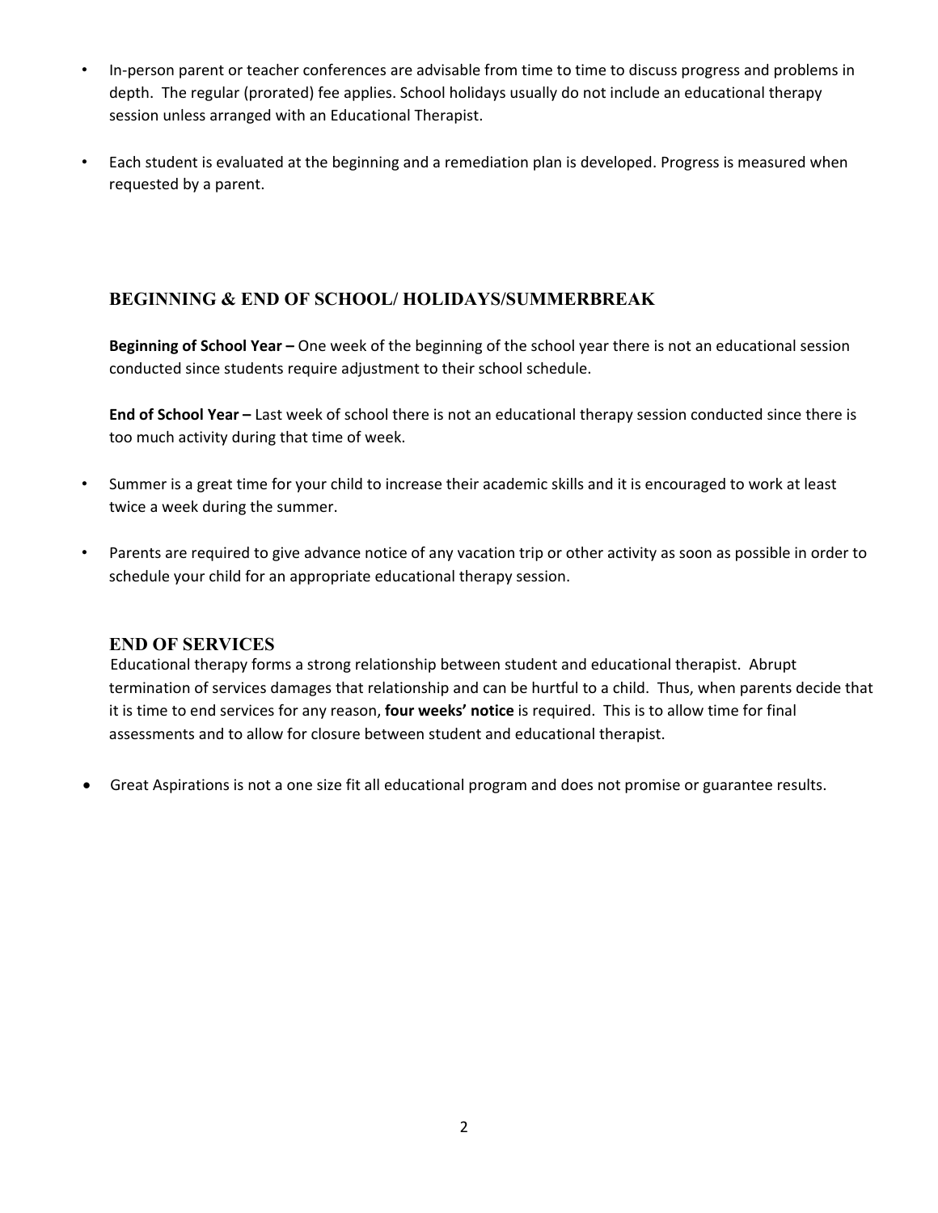- In-person parent or teacher conferences are advisable from time to time to discuss progress and problems in depth. The regular (prorated) fee applies. School holidays usually do not include an educational therapy session unless arranged with an Educational Therapist.

- Each student is evaluated at the beginning and a remediation plan is developed. Progress is measured when requested by a parent.

## BEGINNING & END OF SCHOOL/ HOLIDAYS/SUMMERBREAK

**Beginning of School Year –** One week of the beginning of the school year there is not an educational session conducted since students require adjustment to their school schedule.

**End of School Year –** Last week of school there is not an educational therapy session conducted since there is too much activity during that time of week.

- Summer is a great time for your child to increase their academic skills and it is encouraged to work at least twice a week during the summer.

- Parents are required to give advance notice of any vacation trip or other activity as soon as possible in order to schedule your child for an appropriate educational therapy session.

## END OF SERVICES

Educational therapy forms a strong relationship between student and educational therapist. Abrupt termination of services damages that relationship and can be hurtful to a child. Thus, when parents decide that it is time to end services for any reason, **four weeks' notice** is required. This is to allow time for final assessments and to allow for closure between student and educational therapist.

- Great Aspirations is not a one size fit all educational program and does not promise or guarantee results.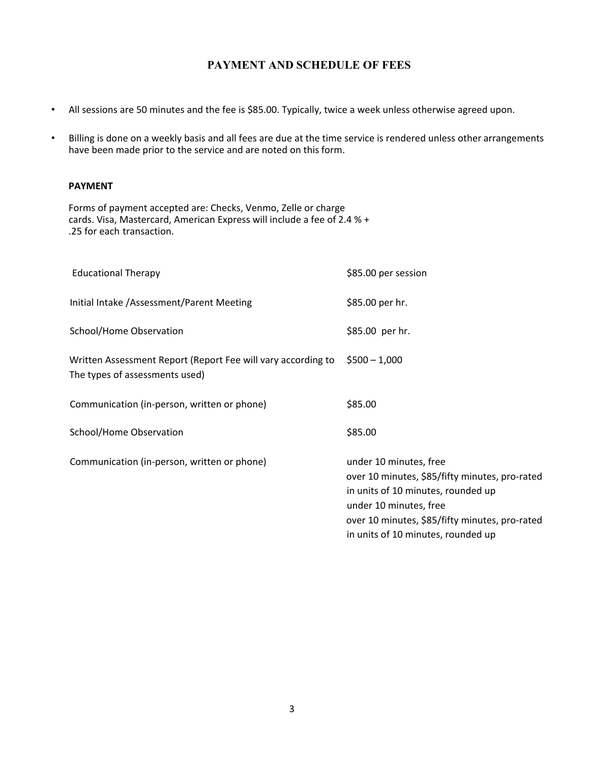## PAYMENT AND SCHEDULE OF FEES

- All sessions are 50 minutes and the fee is $85.00. Typically, twice a week unless otherwise agreed upon.
- Billing is done on a weekly basis and all fees are due at the time service is rendered unless other arrangements have been made prior to the service and are noted on this form.

### PAYMENT

Forms of payment accepted are: Checks, Venmo, Zelle or charge cards. Visa, Mastercard, American Express will include a fee of 2.4 % + .25 for each transaction.

| | |
|---|---|
| Educational Therapy | $85.00 per session |
| Initial Intake /Assessment/Parent Meeting | $85.00 per hr. |
| School/Home Observation | $85.00 per hr. |
| Written Assessment Report (Report Fee will vary according to The types of assessments used) | $500 – 1,000 |
| Communication (in-person, written or phone) | $85.00 |
| School/Home Observation | $85.00 |
| Communication (in-person, written or phone) | under 10 minutes, free<br>over 10 minutes, $85/fifty minutes, pro-rated in units of 10 minutes, rounded up<br>under 10 minutes, free<br>over 10 minutes, $85/fifty minutes, pro-rated in units of 10 minutes, rounded up |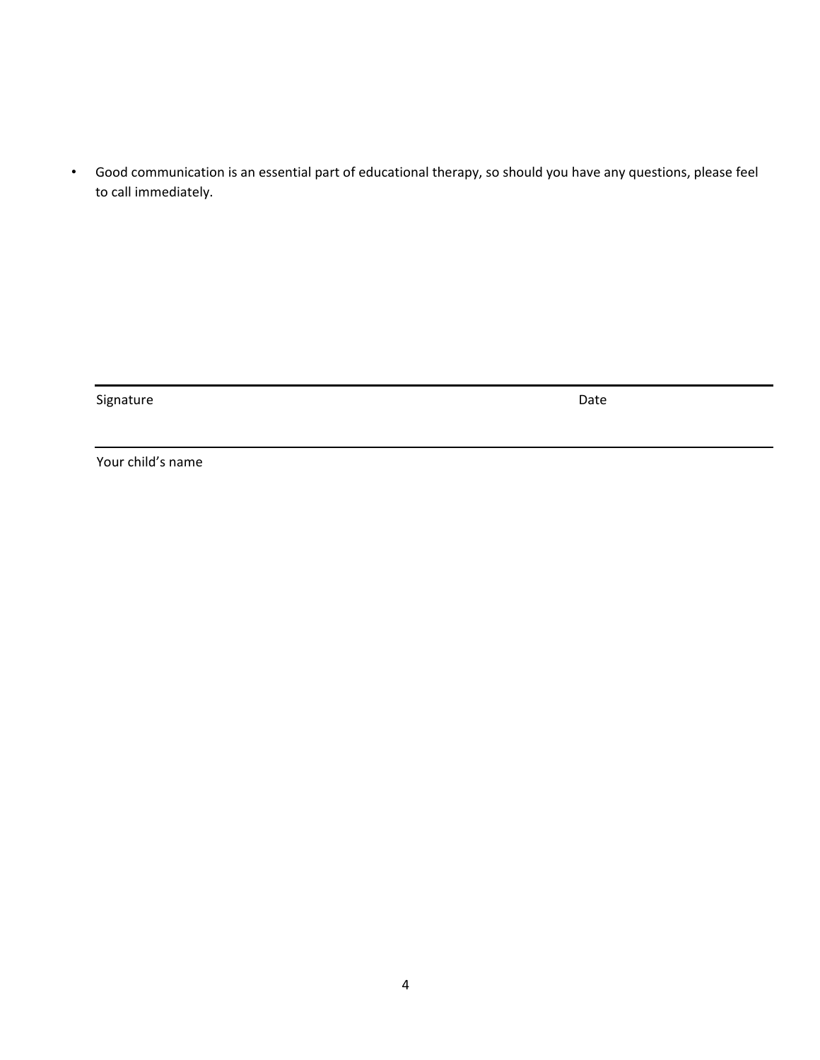- Good communication is an essential part of educational therapy, so should you have any questions, please feel to call immediately.

Signature                                                                                                    Date

Your child's name